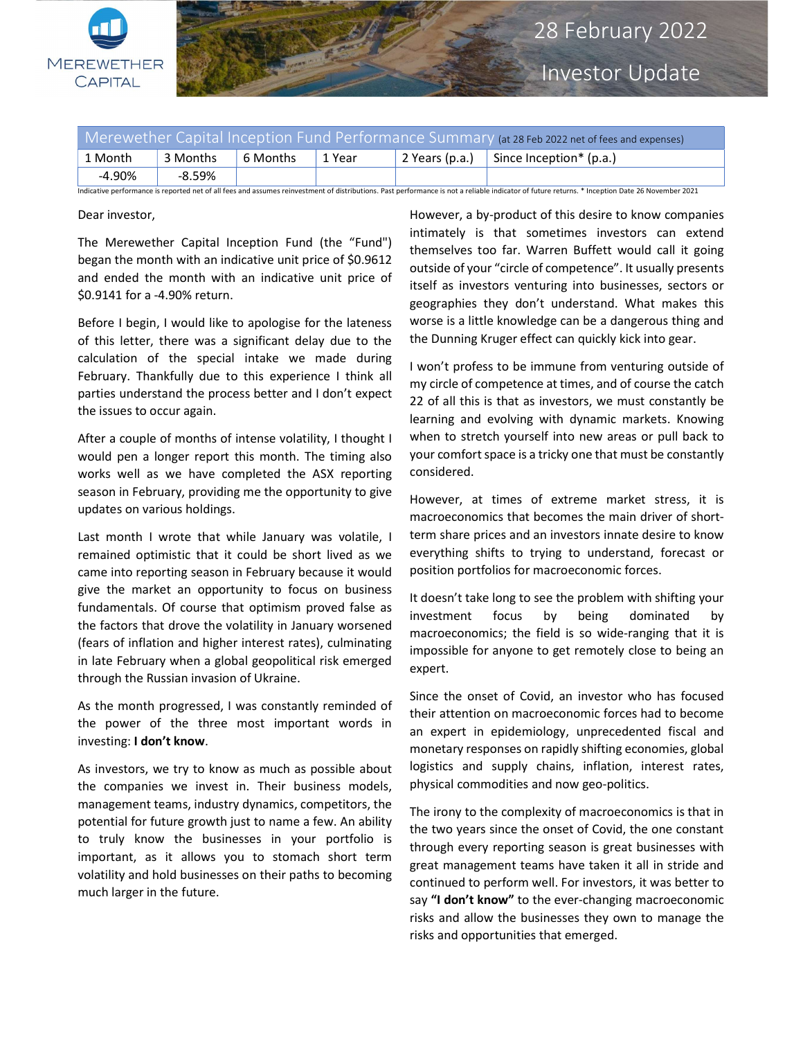# 28 February 2022 Investor Update

MEREWETHER CAPITAL

| Merewether Capital Inception Fund Performance Summary (at 28 Feb 2022 net of fees and expenses) | | | | | |
|---|---|---|---|---|---|
| 1 Month | 3 Months | 6 Months | 1 Year | 2 Years (p.a.) | Since Inception* (p.a.) |
| -4.90% | -8.59% | | | | |

Indicative performance is reported net of all fees and assumes reinvestment of distributions. Past performance is not a reliable indicator of future returns. * Inception Date 26 November 2021

Dear investor,

The Merewether Capital Inception Fund (the "Fund") began the month with an indicative unit price of $0.9612 and ended the month with an indicative unit price of $0.9141 for a -4.90% return.

Before I begin, I would like to apologise for the lateness of this letter, there was a significant delay due to the calculation of the special intake we made during February. Thankfully due to this experience I think all parties understand the process better and I don't expect the issues to occur again.

After a couple of months of intense volatility, I thought I would pen a longer report this month. The timing also works well as we have completed the ASX reporting season in February, providing me the opportunity to give updates on various holdings.

Last month I wrote that while January was volatile, I remained optimistic that it could be short lived as we came into reporting season in February because it would give the market an opportunity to focus on business fundamentals. Of course that optimism proved false as the factors that drove the volatility in January worsened (fears of inflation and higher interest rates), culminating in late February when a global geopolitical risk emerged through the Russian invasion of Ukraine.

As the month progressed, I was constantly reminded of the power of the three most important words in investing: **I don't know**.

As investors, we try to know as much as possible about the companies we invest in. Their business models, management teams, industry dynamics, competitors, the potential for future growth just to name a few. An ability to truly know the businesses in your portfolio is important, as it allows you to stomach short term volatility and hold businesses on their paths to becoming much larger in the future.

However, a by-product of this desire to know companies intimately is that sometimes investors can extend themselves too far. Warren Buffett would call it going outside of your "circle of competence". It usually presents itself as investors venturing into businesses, sectors or geographies they don't understand. What makes this worse is a little knowledge can be a dangerous thing and the Dunning Kruger effect can quickly kick into gear.

I won't profess to be immune from venturing outside of my circle of competence at times, and of course the catch 22 of all this is that as investors, we must constantly be learning and evolving with dynamic markets. Knowing when to stretch yourself into new areas or pull back to your comfort space is a tricky one that must be constantly considered.

However, at times of extreme market stress, it is macroeconomics that becomes the main driver of short-term share prices and an investors innate desire to know everything shifts to trying to understand, forecast or position portfolios for macroeconomic forces.

It doesn't take long to see the problem with shifting your investment focus by being dominated by macroeconomics; the field is so wide-ranging that it is impossible for anyone to get remotely close to being an expert.

Since the onset of Covid, an investor who has focused their attention on macroeconomic forces had to become an expert in epidemiology, unprecedented fiscal and monetary responses on rapidly shifting economies, global logistics and supply chains, inflation, interest rates, physical commodities and now geo-politics.

The irony to the complexity of macroeconomics is that in the two years since the onset of Covid, the one constant through every reporting season is great businesses with great management teams have taken it all in stride and continued to perform well. For investors, it was better to say **"I don't know"** to the ever-changing macroeconomic risks and allow the businesses they own to manage the risks and opportunities that emerged.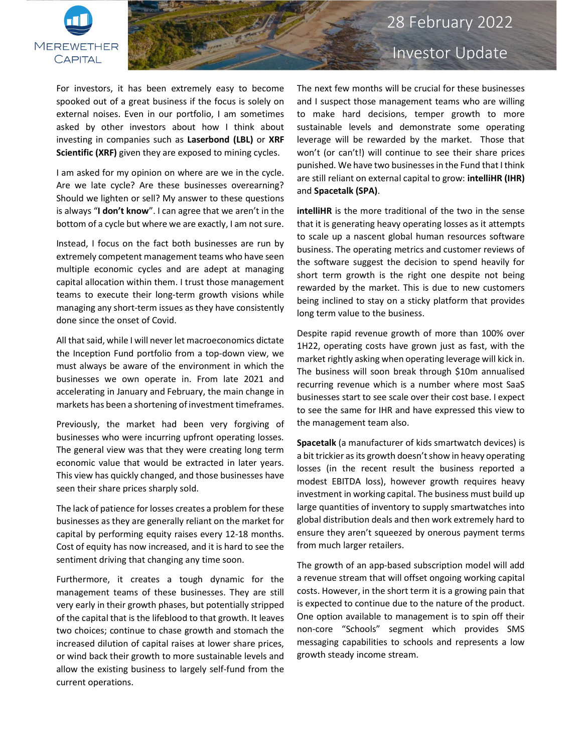For investors, it has been extremely easy to become spooked out of a great business if the focus is solely on external noises. Even in our portfolio, I am sometimes asked by other investors about how I think about investing in companies such as **Laserbond (LBL)** or **XRF Scientific (XRF)** given they are exposed to mining cycles.

I am asked for my opinion on where are we in the cycle. Are we late cycle? Are these businesses overearning? Should we lighten or sell? My answer to these questions is always "**I don't know**". I can agree that we aren't in the bottom of a cycle but where we are exactly, I am not sure.

Instead, I focus on the fact both businesses are run by extremely competent management teams who have seen multiple economic cycles and are adept at managing capital allocation within them. I trust those management teams to execute their long-term growth visions while managing any short-term issues as they have consistently done since the onset of Covid.

All that said, while I will never let macroeconomics dictate the Inception Fund portfolio from a top-down view, we must always be aware of the environment in which the businesses we own operate in. From late 2021 and accelerating in January and February, the main change in markets has been a shortening of investment timeframes.

Previously, the market had been very forgiving of businesses who were incurring upfront operating losses. The general view was that they were creating long term economic value that would be extracted in later years. This view has quickly changed, and those businesses have seen their share prices sharply sold.

The lack of patience for losses creates a problem for these businesses as they are generally reliant on the market for capital by performing equity raises every 12-18 months. Cost of equity has now increased, and it is hard to see the sentiment driving that changing any time soon.

Furthermore, it creates a tough dynamic for the management teams of these businesses. They are still very early in their growth phases, but potentially stripped of the capital that is the lifeblood to that growth. It leaves two choices; continue to chase growth and stomach the increased dilution of capital raises at lower share prices, or wind back their growth to more sustainable levels and allow the existing business to largely self-fund from the current operations.

The next few months will be crucial for these businesses and I suspect those management teams who are willing to make hard decisions, temper growth to more sustainable levels and demonstrate some operating leverage will be rewarded by the market. Those that won't (or can't!) will continue to see their share prices punished. We have two businesses in the Fund that I think are still reliant on external capital to grow: **intelliHR (IHR)** and **Spacetalk (SPA)**.

**intelliHR** is the more traditional of the two in the sense that it is generating heavy operating losses as it attempts to scale up a nascent global human resources software business. The operating metrics and customer reviews of the software suggest the decision to spend heavily for short term growth is the right one despite not being rewarded by the market. This is due to new customers being inclined to stay on a sticky platform that provides long term value to the business.

Despite rapid revenue growth of more than 100% over 1H22, operating costs have grown just as fast, with the market rightly asking when operating leverage will kick in. The business will soon break through $10m annualised recurring revenue which is a number where most SaaS businesses start to see scale over their cost base. I expect to see the same for IHR and have expressed this view to the management team also.

**Spacetalk** (a manufacturer of kids smartwatch devices) is a bit trickier as its growth doesn't show in heavy operating losses (in the recent result the business reported a modest EBITDA loss), however growth requires heavy investment in working capital. The business must build up large quantities of inventory to supply smartwatches into global distribution deals and then work extremely hard to ensure they aren't squeezed by onerous payment terms from much larger retailers.

The growth of an app-based subscription model will add a revenue stream that will offset ongoing working capital costs. However, in the short term it is a growing pain that is expected to continue due to the nature of the product. One option available to management is to spin off their non-core "Schools" segment which provides SMS messaging capabilities to schools and represents a low growth steady income stream.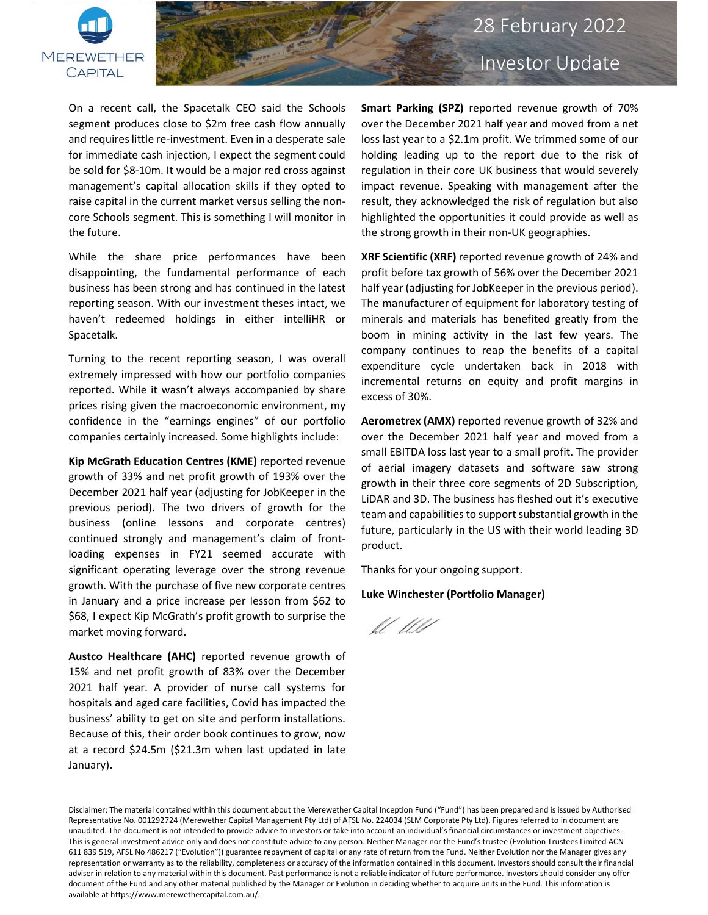On a recent call, the Spacetalk CEO said the Schools segment produces close to $2m free cash flow annually and requires little re-investment. Even in a desperate sale for immediate cash injection, I expect the segment could be sold for $8-10m. It would be a major red cross against management's capital allocation skills if they opted to raise capital in the current market versus selling the non-core Schools segment. This is something I will monitor in the future.

While the share price performances have been disappointing, the fundamental performance of each business has been strong and has continued in the latest reporting season. With our investment theses intact, we haven't redeemed holdings in either intelliHR or Spacetalk.

Turning to the recent reporting season, I was overall extremely impressed with how our portfolio companies reported. While it wasn't always accompanied by share prices rising given the macroeconomic environment, my confidence in the "earnings engines" of our portfolio companies certainly increased. Some highlights include:

**Kip McGrath Education Centres (KME)** reported revenue growth of 33% and net profit growth of 193% over the December 2021 half year (adjusting for JobKeeper in the previous period). The two drivers of growth for the business (online lessons and corporate centres) continued strongly and management's claim of front-loading expenses in FY21 seemed accurate with significant operating leverage over the strong revenue growth. With the purchase of five new corporate centres in January and a price increase per lesson from $62 to $68, I expect Kip McGrath's profit growth to surprise the market moving forward.

**Austco Healthcare (AHC)** reported revenue growth of 15% and net profit growth of 83% over the December 2021 half year. A provider of nurse call systems for hospitals and aged care facilities, Covid has impacted the business' ability to get on site and perform installations. Because of this, their order book continues to grow, now at a record $24.5m ($21.3m when last updated in late January).

**Smart Parking (SPZ)** reported revenue growth of 70% over the December 2021 half year and moved from a net loss last year to a $2.1m profit. We trimmed some of our holding leading up to the report due to the risk of regulation in their core UK business that would severely impact revenue. Speaking with management after the result, they acknowledged the risk of regulation but also highlighted the opportunities it could provide as well as the strong growth in their non-UK geographies.

**XRF Scientific (XRF)** reported revenue growth of 24% and profit before tax growth of 56% over the December 2021 half year (adjusting for JobKeeper in the previous period). The manufacturer of equipment for laboratory testing of minerals and materials has benefited greatly from the boom in mining activity in the last few years. The company continues to reap the benefits of a capital expenditure cycle undertaken back in 2018 with incremental returns on equity and profit margins in excess of 30%.

**Aerometrex (AMX)** reported revenue growth of 32% and over the December 2021 half year and moved from a small EBITDA loss last year to a small profit. The provider of aerial imagery datasets and software saw strong growth in their three core segments of 2D Subscription, LiDAR and 3D. The business has fleshed out it's executive team and capabilities to support substantial growth in the future, particularly in the US with their world leading 3D product.

Thanks for your ongoing support.

**Luke Winchester (Portfolio Manager)**

Disclaimer: The material contained within this document about the Merewether Capital Inception Fund ("Fund") has been prepared and is issued by Authorised Representative No. 001292724 (Merewether Capital Management Pty Ltd) of AFSL No. 224034 (SLM Corporate Pty Ltd). Figures referred to in document are unaudited. The document is not intended to provide advice to investors or take into account an individual's financial circumstances or investment objectives. This is general investment advice only and does not constitute advice to any person. Neither Manager nor the Fund's trustee (Evolution Trustees Limited ACN 611 839 519, AFSL No 486217 ("Evolution")) guarantee repayment of capital or any rate of return from the Fund. Neither Evolution nor the Manager gives any representation or warranty as to the reliability, completeness or accuracy of the information contained in this document. Investors should consult their financial adviser in relation to any material within this document. Past performance is not a reliable indicator of future performance. Investors should consider any offer document of the Fund and any other material published by the Manager or Evolution in deciding whether to acquire units in the Fund. This information is available at https://www.merewethercapital.com.au/.